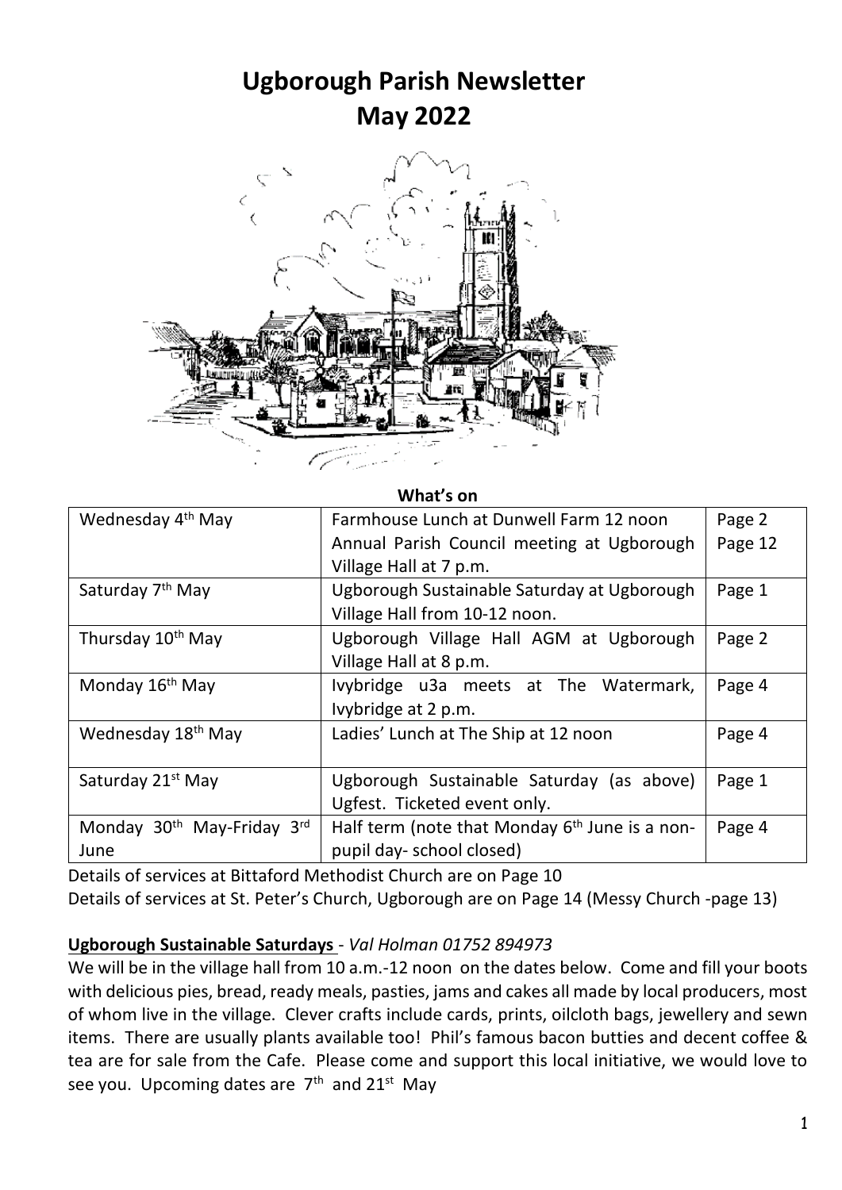# Ugborough Parish Newsletter
# May 2022

**What's on**

| Date | Event | Page |
|---|---|---|
| Wednesday 4th May | Farmhouse Lunch at Dunwell Farm 12 noon<br>Annual Parish Council meeting at Ugborough Village Hall at 7 p.m. | Page 2<br>Page 12 |
| Saturday 7th May | Ugborough Sustainable Saturday at Ugborough Village Hall from 10-12 noon. | Page 1 |
| Thursday 10th May | Ugborough Village Hall AGM at Ugborough Village Hall at 8 p.m. | Page 2 |
| Monday 16th May | Ivybridge u3a meets at The Watermark, Ivybridge at 2 p.m. | Page 4 |
| Wednesday 18th May | Ladies' Lunch at The Ship at 12 noon | Page 4 |
| Saturday 21st May | Ugborough Sustainable Saturday (as above)<br>Ugfest. Ticketed event only. | Page 1 |
| Monday 30th May-Friday 3rd June | Half term (note that Monday 6th June is a non-pupil day- school closed) | Page 4 |

Details of services at Bittaford Methodist Church are on Page 10

Details of services at St. Peter's Church, Ugborough are on Page 14 (Messy Church -page 13)

**Ugborough Sustainable Saturdays** - *Val Holman 01752 894973*

We will be in the village hall from 10 a.m.-12 noon on the dates below. Come and fill your boots with delicious pies, bread, ready meals, pasties, jams and cakes all made by local producers, most of whom live in the village. Clever crafts include cards, prints, oilcloth bags, jewellery and sewn items. There are usually plants available too! Phil's famous bacon butties and decent coffee & tea are for sale from the Cafe. Please come and support this local initiative, we would love to see you. Upcoming dates are 7th and 21st May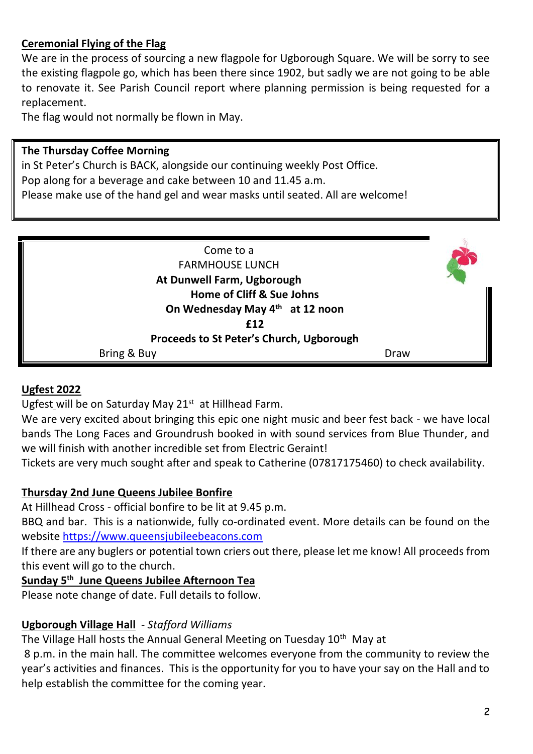**Ceremonial Flying of the Flag**

We are in the process of sourcing a new flagpole for Ugborough Square. We will be sorry to see the existing flagpole go, which has been there since 1902, but sadly we are not going to be able to renovate it. See Parish Council report where planning permission is being requested for a replacement.

The flag would not normally be flown in May.

**The Thursday Coffee Morning**

in St Peter's Church is BACK, alongside our continuing weekly Post Office.
Pop along for a beverage and cake between 10 and 11.45 a.m.
Please make use of the hand gel and wear masks until seated. All are welcome!

Come to a
FARMHOUSE LUNCH
**At Dunwell Farm, Ugborough**
**Home of Cliff & Sue Johns**
**On Wednesday May 4th at 12 noon**
**£12**
**Proceeds to St Peter's Church, Ugborough**
Bring & Buy — Draw

**Ugfest 2022**

Ugfest will be on Saturday May 21st at Hillhead Farm.

We are very excited about bringing this epic one night music and beer fest back - we have local bands The Long Faces and Groundrush booked in with sound services from Blue Thunder, and we will finish with another incredible set from Electric Geraint!

Tickets are very much sought after and speak to Catherine (07817175460) to check availability.

**Thursday 2nd June Queens Jubilee Bonfire**

At Hillhead Cross - official bonfire to be lit at 9.45 p.m.

BBQ and bar. This is a nationwide, fully co-ordinated event. More details can be found on the website https://www.queensjubileebeacons.com

If there are any buglers or potential town criers out there, please let me know! All proceeds from this event will go to the church.

**Sunday 5th June Queens Jubilee Afternoon Tea**

Please note change of date. Full details to follow.

**Ugborough Village Hall** - *Stafford Williams*

The Village Hall hosts the Annual General Meeting on Tuesday 10th May at 8 p.m. in the main hall. The committee welcomes everyone from the community to review the year's activities and finances. This is the opportunity for you to have your say on the Hall and to help establish the committee for the coming year.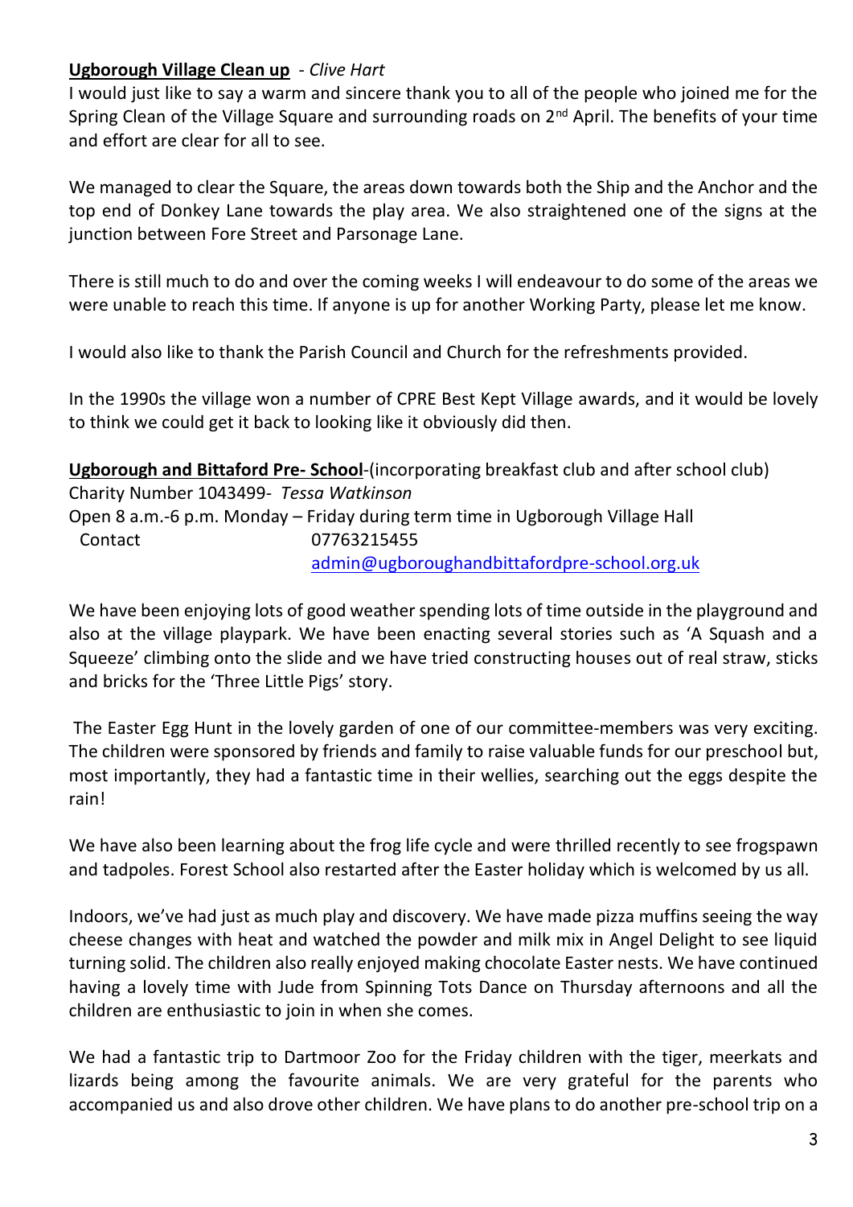**<u>Ugborough Village Clean up</u>** - *Clive Hart*

I would just like to say a warm and sincere thank you to all of the people who joined me for the Spring Clean of the Village Square and surrounding roads on 2nd April. The benefits of your time and effort are clear for all to see.

We managed to clear the Square, the areas down towards both the Ship and the Anchor and the top end of Donkey Lane towards the play area. We also straightened one of the signs at the junction between Fore Street and Parsonage Lane.

There is still much to do and over the coming weeks I will endeavour to do some of the areas we were unable to reach this time. If anyone is up for another Working Party, please let me know.

I would also like to thank the Parish Council and Church for the refreshments provided.

In the 1990s the village won a number of CPRE Best Kept Village awards, and it would be lovely to think we could get it back to looking like it obviously did then.

**<u>Ugborough and Bittaford Pre- School</u>**-(incorporating breakfast club and after school club)
Charity Number 1043499- *Tessa Watkinson*
Open 8 a.m.-6 p.m. Monday – Friday during term time in Ugborough Village Hall
Contact 07763215455
admin@ugboroughandbittafordpre-school.org.uk

We have been enjoying lots of good weather spending lots of time outside in the playground and also at the village playpark. We have been enacting several stories such as 'A Squash and a Squeeze' climbing onto the slide and we have tried constructing houses out of real straw, sticks and bricks for the 'Three Little Pigs' story.

The Easter Egg Hunt in the lovely garden of one of our committee-members was very exciting. The children were sponsored by friends and family to raise valuable funds for our preschool but, most importantly, they had a fantastic time in their wellies, searching out the eggs despite the rain!

We have also been learning about the frog life cycle and were thrilled recently to see frogspawn and tadpoles. Forest School also restarted after the Easter holiday which is welcomed by us all.

Indoors, we've had just as much play and discovery. We have made pizza muffins seeing the way cheese changes with heat and watched the powder and milk mix in Angel Delight to see liquid turning solid. The children also really enjoyed making chocolate Easter nests. We have continued having a lovely time with Jude from Spinning Tots Dance on Thursday afternoons and all the children are enthusiastic to join in when she comes.

We had a fantastic trip to Dartmoor Zoo for the Friday children with the tiger, meerkats and lizards being among the favourite animals. We are very grateful for the parents who accompanied us and also drove other children. We have plans to do another pre-school trip on a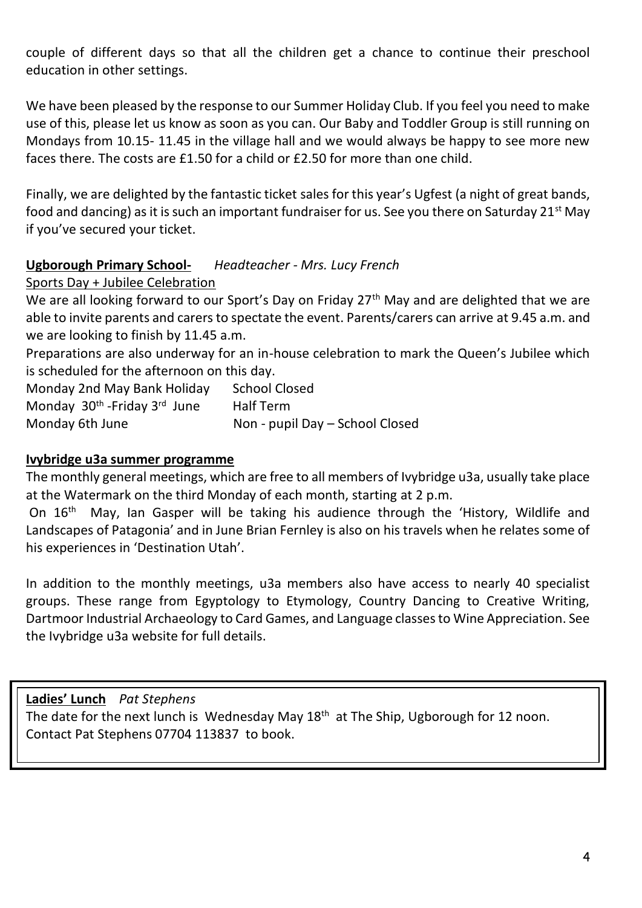couple of different days so that all the children get a chance to continue their preschool education in other settings.

We have been pleased by the response to our Summer Holiday Club. If you feel you need to make use of this, please let us know as soon as you can. Our Baby and Toddler Group is still running on Mondays from 10.15- 11.45 in the village hall and we would always be happy to see more new faces there. The costs are £1.50 for a child or £2.50 for more than one child.

Finally, we are delighted by the fantastic ticket sales for this year's Ugfest (a night of great bands, food and dancing) as it is such an important fundraiser for us. See you there on Saturday 21st May if you've secured your ticket.

**Ugborough Primary School-** *Headteacher - Mrs. Lucy French*

Sports Day + Jubilee Celebration

We are all looking forward to our Sport's Day on Friday 27th May and are delighted that we are able to invite parents and carers to spectate the event. Parents/carers can arrive at 9.45 a.m. and we are looking to finish by 11.45 a.m.

Preparations are also underway for an in-house celebration to mark the Queen's Jubilee which is scheduled for the afternoon on this day.

| | |
|---|---|
| Monday 2nd May Bank Holiday | School Closed |
| Monday 30th -Friday 3rd June | Half Term |
| Monday 6th June | Non - pupil Day – School Closed |

**Ivybridge u3a summer programme**

The monthly general meetings, which are free to all members of Ivybridge u3a, usually take place at the Watermark on the third Monday of each month, starting at 2 p.m.

On 16th May, Ian Gasper will be taking his audience through the 'History, Wildlife and Landscapes of Patagonia' and in June Brian Fernley is also on his travels when he relates some of his experiences in 'Destination Utah'.

In addition to the monthly meetings, u3a members also have access to nearly 40 specialist groups. These range from Egyptology to Etymology, Country Dancing to Creative Writing, Dartmoor Industrial Archaeology to Card Games, and Language classes to Wine Appreciation. See the Ivybridge u3a website for full details.

**Ladies' Lunch** *Pat Stephens*

The date for the next lunch is Wednesday May 18th at The Ship, Ugborough for 12 noon. Contact Pat Stephens 07704 113837 to book.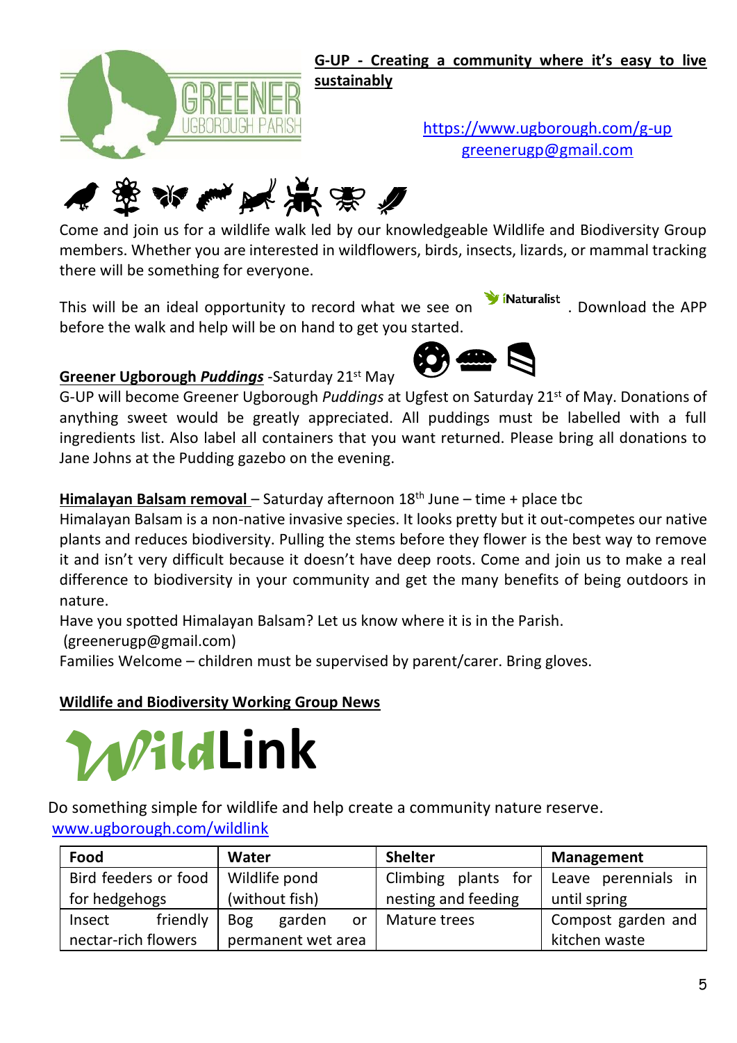**G-UP - Creating a community where it's easy to live sustainably**

https://www.ugborough.com/g-up
greenerugp@gmail.com

Come and join us for a wildlife walk led by our knowledgeable Wildlife and Biodiversity Group members. Whether you are interested in wildflowers, birds, insects, lizards, or mammal tracking there will be something for everyone.

This will be an ideal opportunity to record what we see on iNaturalist. Download the APP before the walk and help will be on hand to get you started.

**Greener Ugborough *Puddings*** -Saturday 21st May

G-UP will become Greener Ugborough *Puddings* at Ugfest on Saturday 21st of May. Donations of anything sweet would be greatly appreciated. All puddings must be labelled with a full ingredients list. Also label all containers that you want returned. Please bring all donations to Jane Johns at the Pudding gazebo on the evening.

**Himalayan Balsam removal** – Saturday afternoon 18th June – time + place tbc

Himalayan Balsam is a non-native invasive species. It looks pretty but it out-competes our native plants and reduces biodiversity. Pulling the stems before they flower is the best way to remove it and isn't very difficult because it doesn't have deep roots. Come and join us to make a real difference to biodiversity in your community and get the many benefits of being outdoors in nature.

Have you spotted Himalayan Balsam? Let us know where it is in the Parish. (greenerugp@gmail.com)

Families Welcome – children must be supervised by parent/carer. Bring gloves.

**Wildlife and Biodiversity Working Group News**

# WildLink

Do something simple for wildlife and help create a community nature reserve.
www.ugborough.com/wildlink

| Food | Water | Shelter | Management |
|---|---|---|---|
| Bird feeders or food for hedgehogs | Wildlife pond (without fish) | Climbing plants for nesting and feeding | Leave perennials in until spring |
| Insect friendly nectar-rich flowers | Bog garden or permanent wet area | Mature trees | Compost garden and kitchen waste |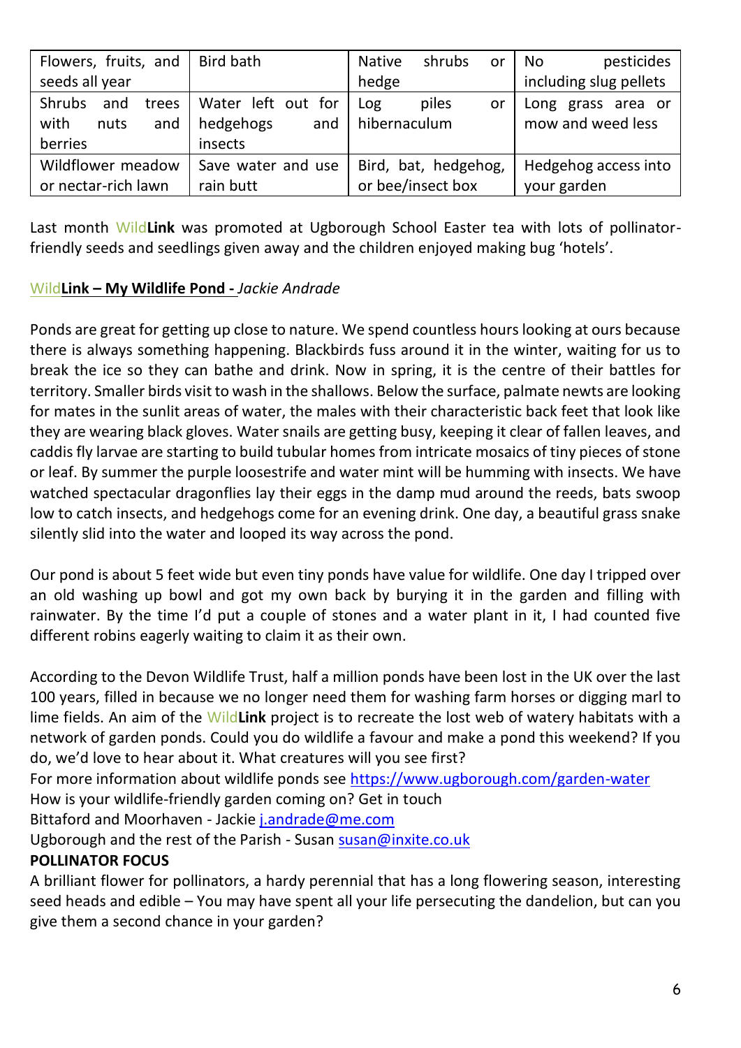| Flowers, fruits, and seeds all year | Bird bath | Native shrubs or hedge | No pesticides including slug pellets |
|---|---|---|---|
| Shrubs and trees with nuts and berries | Water left out for hedgehogs and insects | Log piles or hibernaculum | Long grass area or mow and weed less |
| Wildflower meadow or nectar-rich lawn | Save water and use rain butt | Bird, bat, hedgehog, or bee/insect box | Hedgehog access into your garden |

Last month Wild**Link** was promoted at Ugborough School Easter tea with lots of pollinator-friendly seeds and seedlings given away and the children enjoyed making bug 'hotels'.

**Wild Link – My Wildlife Pond** - *Jackie Andrade*

Ponds are great for getting up close to nature. We spend countless hours looking at ours because there is always something happening. Blackbirds fuss around it in the winter, waiting for us to break the ice so they can bathe and drink. Now in spring, it is the centre of their battles for territory. Smaller birds visit to wash in the shallows. Below the surface, palmate newts are looking for mates in the sunlit areas of water, the males with their characteristic back feet that look like they are wearing black gloves. Water snails are getting busy, keeping it clear of fallen leaves, and caddis fly larvae are starting to build tubular homes from intricate mosaics of tiny pieces of stone or leaf. By summer the purple loosestrife and water mint will be humming with insects. We have watched spectacular dragonflies lay their eggs in the damp mud around the reeds, bats swoop low to catch insects, and hedgehogs come for an evening drink. One day, a beautiful grass snake silently slid into the water and looped its way across the pond.

Our pond is about 5 feet wide but even tiny ponds have value for wildlife. One day I tripped over an old washing up bowl and got my own back by burying it in the garden and filling with rainwater. By the time I'd put a couple of stones and a water plant in it, I had counted five different robins eagerly waiting to claim it as their own.

According to the Devon Wildlife Trust, half a million ponds have been lost in the UK over the last 100 years, filled in because we no longer need them for washing farm horses or digging marl to lime fields. An aim of the Wild**Link** project is to recreate the lost web of watery habitats with a network of garden ponds. Could you do wildlife a favour and make a pond this weekend? If you do, we'd love to hear about it. What creatures will you see first?

For more information about wildlife ponds see https://www.ugborough.com/garden-water

How is your wildlife-friendly garden coming on? Get in touch

Bittaford and Moorhaven - Jackie j.andrade@me.com

Ugborough and the rest of the Parish - Susan susan@inxite.co.uk

**POLLINATOR FOCUS**

A brilliant flower for pollinators, a hardy perennial that has a long flowering season, interesting seed heads and edible – You may have spent all your life persecuting the dandelion, but can you give them a second chance in your garden?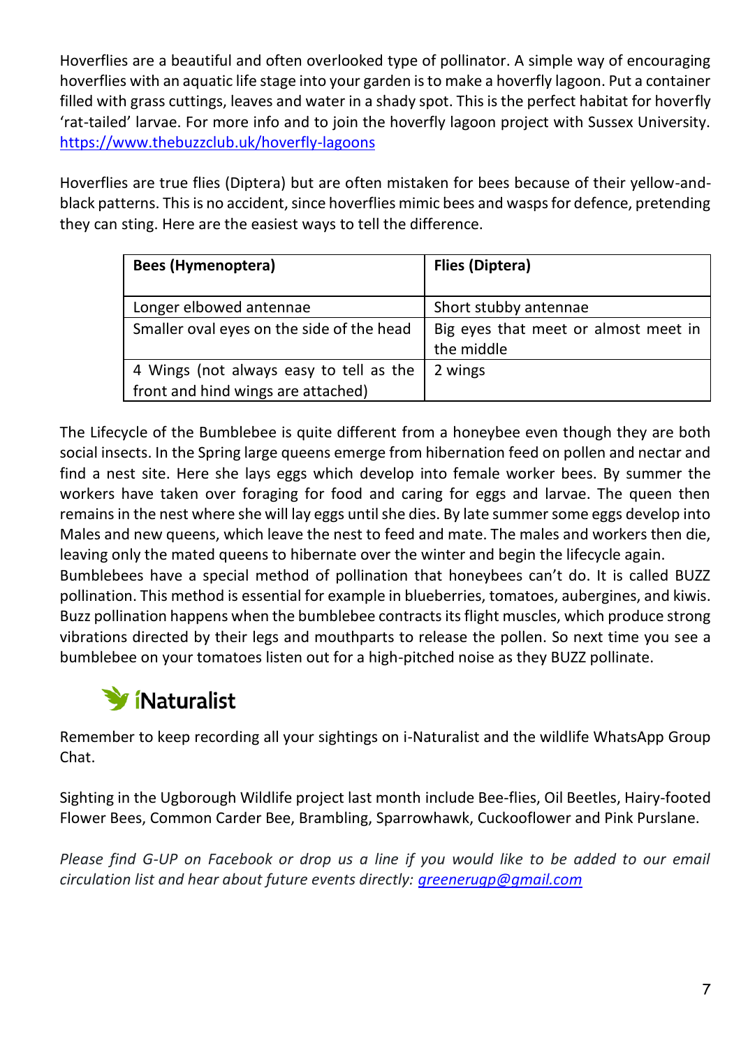Hoverflies are a beautiful and often overlooked type of pollinator. A simple way of encouraging hoverflies with an aquatic life stage into your garden is to make a hoverfly lagoon. Put a container filled with grass cuttings, leaves and water in a shady spot. This is the perfect habitat for hoverfly 'rat-tailed' larvae. For more info and to join the hoverfly lagoon project with Sussex University. https://www.thebuzzclub.uk/hoverfly-lagoons

Hoverflies are true flies (Diptera) but are often mistaken for bees because of their yellow-and-black patterns. This is no accident, since hoverflies mimic bees and wasps for defence, pretending they can sting. Here are the easiest ways to tell the difference.

| **Bees (Hymenoptera)** | **Flies (Diptera)** |
|---|---|
| Longer elbowed antennae | Short stubby antennae |
| Smaller oval eyes on the side of the head | Big eyes that meet or almost meet in the middle |
| 4 Wings (not always easy to tell as the front and hind wings are attached) | 2 wings |

The Lifecycle of the Bumblebee is quite different from a honeybee even though they are both social insects. In the Spring large queens emerge from hibernation feed on pollen and nectar and find a nest site. Here she lays eggs which develop into female worker bees. By summer the workers have taken over foraging for food and caring for eggs and larvae. The queen then remains in the nest where she will lay eggs until she dies. By late summer some eggs develop into Males and new queens, which leave the nest to feed and mate. The males and workers then die, leaving only the mated queens to hibernate over the winter and begin the lifecycle again.
Bumblebees have a special method of pollination that honeybees can't do. It is called BUZZ pollination. This method is essential for example in blueberries, tomatoes, aubergines, and kiwis. Buzz pollination happens when the bumblebee contracts its flight muscles, which produce strong vibrations directed by their legs and mouthparts to release the pollen. So next time you see a bumblebee on your tomatoes listen out for a high-pitched noise as they BUZZ pollinate.

**iNaturalist**

Remember to keep recording all your sightings on i-Naturalist and the wildlife WhatsApp Group Chat.

Sighting in the Ugborough Wildlife project last month include Bee-flies, Oil Beetles, Hairy-footed Flower Bees, Common Carder Bee, Brambling, Sparrowhawk, Cuckooflower and Pink Purslane.

*Please find G-UP on Facebook or drop us a line if you would like to be added to our email circulation list and hear about future events directly: greenerugp@gmail.com*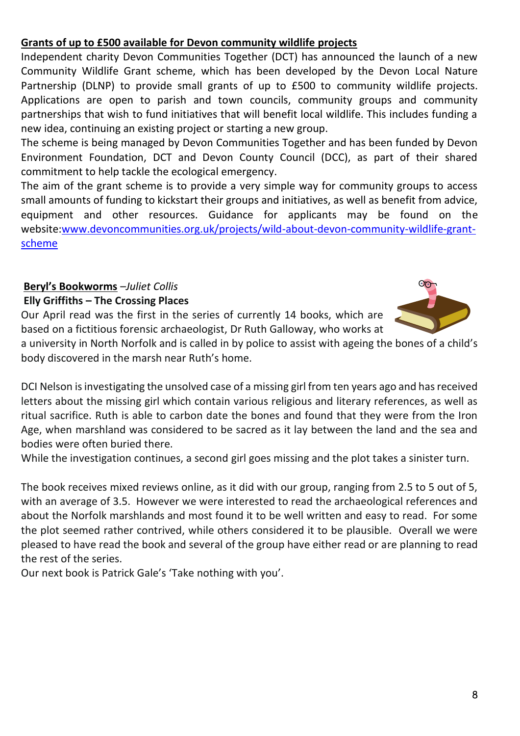**Grants of up to £500 available for Devon community wildlife projects**

Independent charity Devon Communities Together (DCT) has announced the launch of a new Community Wildlife Grant scheme, which has been developed by the Devon Local Nature Partnership (DLNP) to provide small grants of up to £500 to community wildlife projects. Applications are open to parish and town councils, community groups and community partnerships that wish to fund initiatives that will benefit local wildlife. This includes funding a new idea, continuing an existing project or starting a new group.

The scheme is being managed by Devon Communities Together and has been funded by Devon Environment Foundation, DCT and Devon County Council (DCC), as part of their shared commitment to help tackle the ecological emergency.

The aim of the grant scheme is to provide a very simple way for community groups to access small amounts of funding to kickstart their groups and initiatives, as well as benefit from advice, equipment and other resources. Guidance for applicants may be found on the website:[www.devoncommunities.org.uk/projects/wild-about-devon-community-wildlife-grant-scheme](www.devoncommunities.org.uk/projects/wild-about-devon-community-wildlife-grant-scheme)

**Beryl's Bookworms** –*Juliet Collis*

**Elly Griffiths – The Crossing Places**

Our April read was the first in the series of currently 14 books, which are based on a fictitious forensic archaeologist, Dr Ruth Galloway, who works at a university in North Norfolk and is called in by police to assist with ageing the bones of a child's body discovered in the marsh near Ruth's home.

DCI Nelson is investigating the unsolved case of a missing girl from ten years ago and has received letters about the missing girl which contain various religious and literary references, as well as ritual sacrifice. Ruth is able to carbon date the bones and found that they were from the Iron Age, when marshland was considered to be sacred as it lay between the land and the sea and bodies were often buried there.

While the investigation continues, a second girl goes missing and the plot takes a sinister turn.

The book receives mixed reviews online, as it did with our group, ranging from 2.5 to 5 out of 5, with an average of 3.5. However we were interested to read the archaeological references and about the Norfolk marshlands and most found it to be well written and easy to read. For some the plot seemed rather contrived, while others considered it to be plausible. Overall we were pleased to have read the book and several of the group have either read or are planning to read the rest of the series.

Our next book is Patrick Gale's 'Take nothing with you'.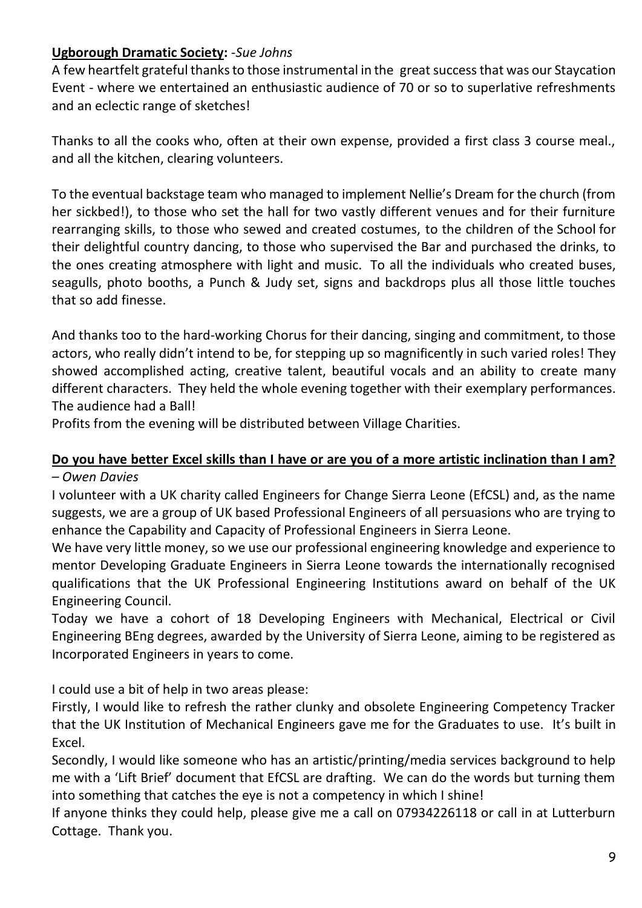**Ugborough Dramatic Society:** *-Sue Johns*

A few heartfelt grateful thanks to those instrumental in the great success that was our Staycation Event - where we entertained an enthusiastic audience of 70 or so to superlative refreshments and an eclectic range of sketches!

Thanks to all the cooks who, often at their own expense, provided a first class 3 course meal., and all the kitchen, clearing volunteers.

To the eventual backstage team who managed to implement Nellie's Dream for the church (from her sickbed!), to those who set the hall for two vastly different venues and for their furniture rearranging skills, to those who sewed and created costumes, to the children of the School for their delightful country dancing, to those who supervised the Bar and purchased the drinks, to the ones creating atmosphere with light and music. To all the individuals who created buses, seagulls, photo booths, a Punch & Judy set, signs and backdrops plus all those little touches that so add finesse.

And thanks too to the hard-working Chorus for their dancing, singing and commitment, to those actors, who really didn't intend to be, for stepping up so magnificently in such varied roles! They showed accomplished acting, creative talent, beautiful vocals and an ability to create many different characters. They held the whole evening together with their exemplary performances. The audience had a Ball!

Profits from the evening will be distributed between Village Charities.

**Do you have better Excel skills than I have or are you of a more artistic inclination than I am?**
*– Owen Davies*

I volunteer with a UK charity called Engineers for Change Sierra Leone (EfCSL) and, as the name suggests, we are a group of UK based Professional Engineers of all persuasions who are trying to enhance the Capability and Capacity of Professional Engineers in Sierra Leone.

We have very little money, so we use our professional engineering knowledge and experience to mentor Developing Graduate Engineers in Sierra Leone towards the internationally recognised qualifications that the UK Professional Engineering Institutions award on behalf of the UK Engineering Council.

Today we have a cohort of 18 Developing Engineers with Mechanical, Electrical or Civil Engineering BEng degrees, awarded by the University of Sierra Leone, aiming to be registered as Incorporated Engineers in years to come.

I could use a bit of help in two areas please:

Firstly, I would like to refresh the rather clunky and obsolete Engineering Competency Tracker that the UK Institution of Mechanical Engineers gave me for the Graduates to use. It's built in Excel.

Secondly, I would like someone who has an artistic/printing/media services background to help me with a 'Lift Brief' document that EfCSL are drafting. We can do the words but turning them into something that catches the eye is not a competency in which I shine!

If anyone thinks they could help, please give me a call on 07934226118 or call in at Lutterburn Cottage. Thank you.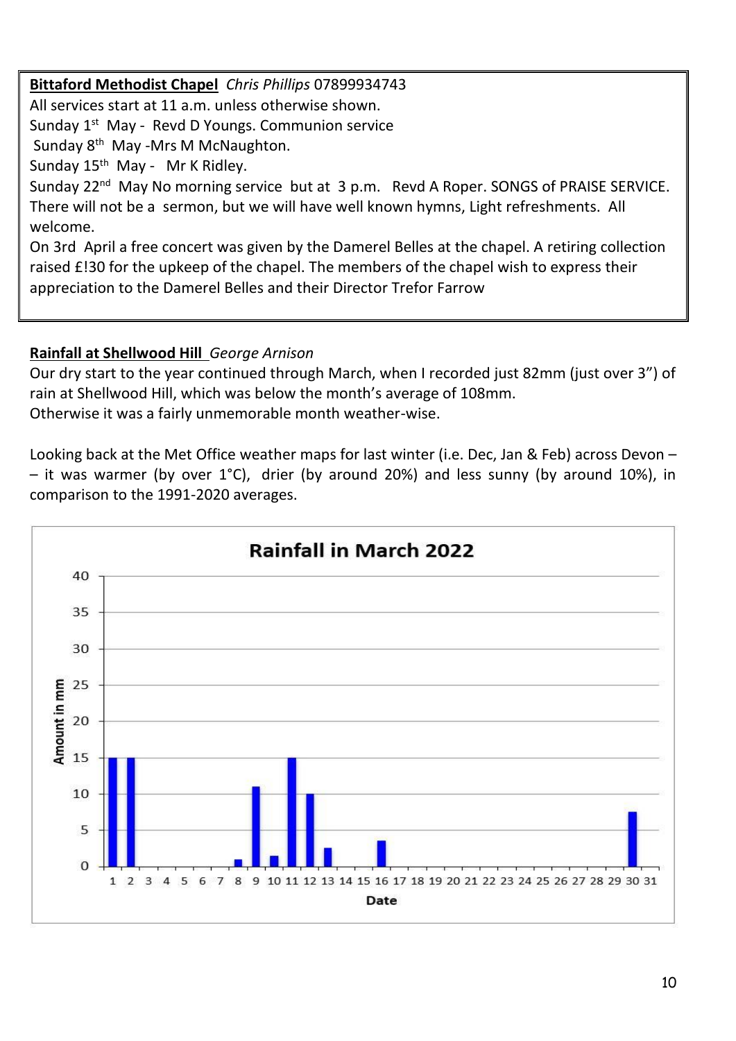**Bittaford Methodist Chapel** *Chris Phillips* 07899934743

All services start at 11 a.m. unless otherwise shown.

Sunday 1st May - Revd D Youngs. Communion service

Sunday 8th May -Mrs M McNaughton.

Sunday 15th May - Mr K Ridley.

Sunday 22nd May No morning service but at 3 p.m. Revd A Roper. SONGS of PRAISE SERVICE. There will not be a sermon, but we will have well known hymns, Light refreshments. All welcome.

On 3rd April a free concert was given by the Damerel Belles at the chapel. A retiring collection raised £!30 for the upkeep of the chapel. The members of the chapel wish to express their appreciation to the Damerel Belles and their Director Trefor Farrow

**Rainfall at Shellwood Hill** *George Arnison*

Our dry start to the year continued through March, when I recorded just 82mm (just over 3") of rain at Shellwood Hill, which was below the month's average of 108mm.

Otherwise it was a fairly unmemorable month weather-wise.

Looking back at the Met Office weather maps for last winter (i.e. Dec, Jan & Feb) across Devon – – it was warmer (by over 1°C), drier (by around 20%) and less sunny (by around 10%), in comparison to the 1991-2020 averages.

**Rainfall in March 2022**

Amount in mm (0–40) by Date (1–31)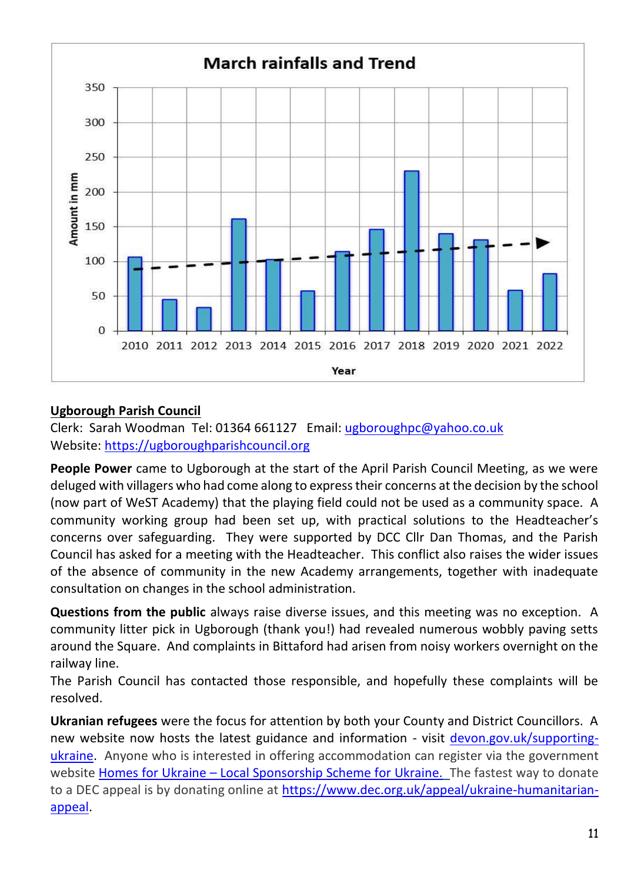**March rainfalls and Trend**

Amount in mm (0–350) by Year (2010–2022)

**Ugborough Parish Council**

Clerk: Sarah Woodman Tel: 01364 661127 Email: ugboroughpc@yahoo.co.uk
Website: https://ugboroughparishcouncil.org

**People Power** came to Ugborough at the start of the April Parish Council Meeting, as we were deluged with villagers who had come along to express their concerns at the decision by the school (now part of WeST Academy) that the playing field could not be used as a community space. A community working group had been set up, with practical solutions to the Headteacher's concerns over safeguarding. They were supported by DCC Cllr Dan Thomas, and the Parish Council has asked for a meeting with the Headteacher. This conflict also raises the wider issues of the absence of community in the new Academy arrangements, together with inadequate consultation on changes in the school administration.

**Questions from the public** always raise diverse issues, and this meeting was no exception. A community litter pick in Ugborough (thank you!) had revealed numerous wobbly paving setts around the Square. And complaints in Bittaford had arisen from noisy workers overnight on the railway line.

The Parish Council has contacted those responsible, and hopefully these complaints will be resolved.

**Ukranian refugees** were the focus for attention by both your County and District Councillors. A new website now hosts the latest guidance and information - visit devon.gov.uk/supporting-ukraine. Anyone who is interested in offering accommodation can register via the government website Homes for Ukraine – Local Sponsorship Scheme for Ukraine. The fastest way to donate to a DEC appeal is by donating online at https://www.dec.org.uk/appeal/ukraine-humanitarian-appeal.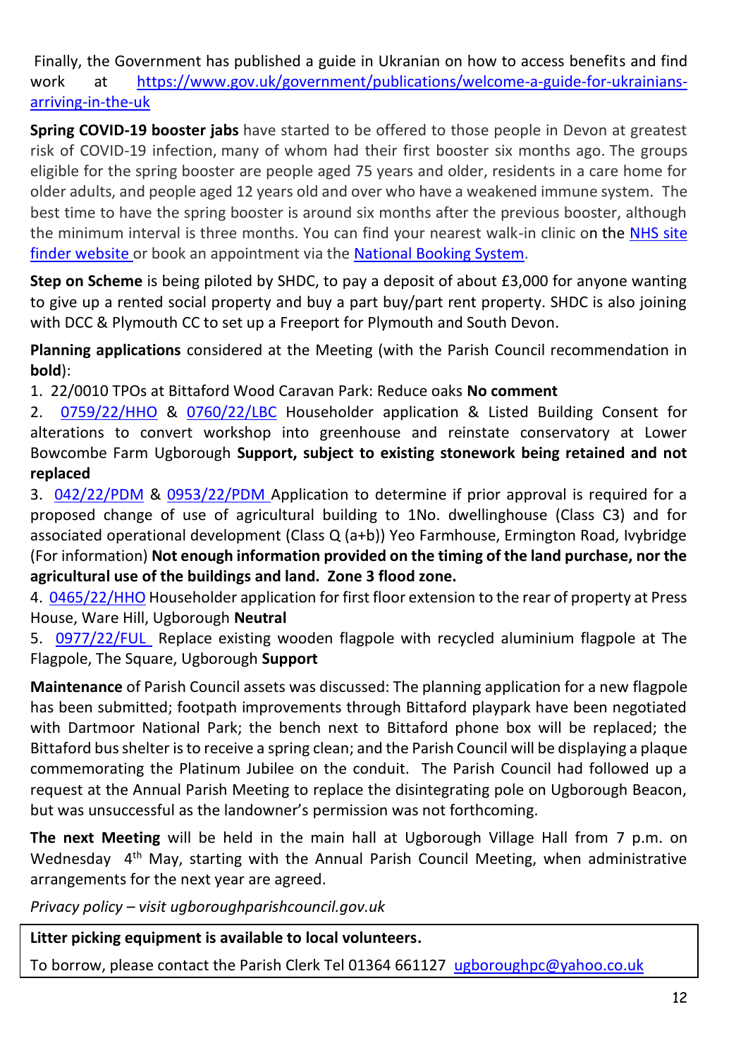Finally, the Government has published a guide in Ukranian on how to access benefits and find work at [https://www.gov.uk/government/publications/welcome-a-guide-for-ukrainians-arriving-in-the-uk](https://www.gov.uk/government/publications/welcome-a-guide-for-ukrainians-arriving-in-the-uk)

**Spring COVID-19 booster jabs** have started to be offered to those people in Devon at greatest risk of COVID-19 infection, many of whom had their first booster six months ago. The groups eligible for the spring booster are people aged 75 years and older, residents in a care home for older adults, and people aged 12 years old and over who have a weakened immune system. The best time to have the spring booster is around six months after the previous booster, although the minimum interval is three months. You can find your nearest walk-in clinic on the NHS site finder website or book an appointment via the National Booking System.

**Step on Scheme** is being piloted by SHDC, to pay a deposit of about £3,000 for anyone wanting to give up a rented social property and buy a part buy/part rent property. SHDC is also joining with DCC & Plymouth CC to set up a Freeport for Plymouth and South Devon.

**Planning applications** considered at the Meeting (with the Parish Council recommendation in **bold**):

1. 22/0010 TPOs at Bittaford Wood Caravan Park: Reduce oaks **No comment**
2. 0759/22/HHO & 0760/22/LBC Householder application & Listed Building Consent for alterations to convert workshop into greenhouse and reinstate conservatory at Lower Bowcombe Farm Ugborough **Support, subject to existing stonework being retained and not replaced**
3. 042/22/PDM & 0953/22/PDM Application to determine if prior approval is required for a proposed change of use of agricultural building to 1No. dwellinghouse (Class C3) and for associated operational development (Class Q (a+b)) Yeo Farmhouse, Ermington Road, Ivybridge (For information) **Not enough information provided on the timing of the land purchase, nor the agricultural use of the buildings and land. Zone 3 flood zone.**
4. 0465/22/HHO Householder application for first floor extension to the rear of property at Press House, Ware Hill, Ugborough **Neutral**
5. 0977/22/FUL Replace existing wooden flagpole with recycled aluminium flagpole at The Flagpole, The Square, Ugborough **Support**

**Maintenance** of Parish Council assets was discussed: The planning application for a new flagpole has been submitted; footpath improvements through Bittaford playpark have been negotiated with Dartmoor National Park; the bench next to Bittaford phone box will be replaced; the Bittaford bus shelter is to receive a spring clean; and the Parish Council will be displaying a plaque commemorating the Platinum Jubilee on the conduit. The Parish Council had followed up a request at the Annual Parish Meeting to replace the disintegrating pole on Ugborough Beacon, but was unsuccessful as the landowner's permission was not forthcoming.

**The next Meeting** will be held in the main hall at Ugborough Village Hall from 7 p.m. on Wednesday 4th May, starting with the Annual Parish Council Meeting, when administrative arrangements for the next year are agreed.

*Privacy policy – visit ugboroughparishcouncil.gov.uk*

**Litter picking equipment is available to local volunteers.**

To borrow, please contact the Parish Clerk Tel 01364 661127 ugboroughpc@yahoo.co.uk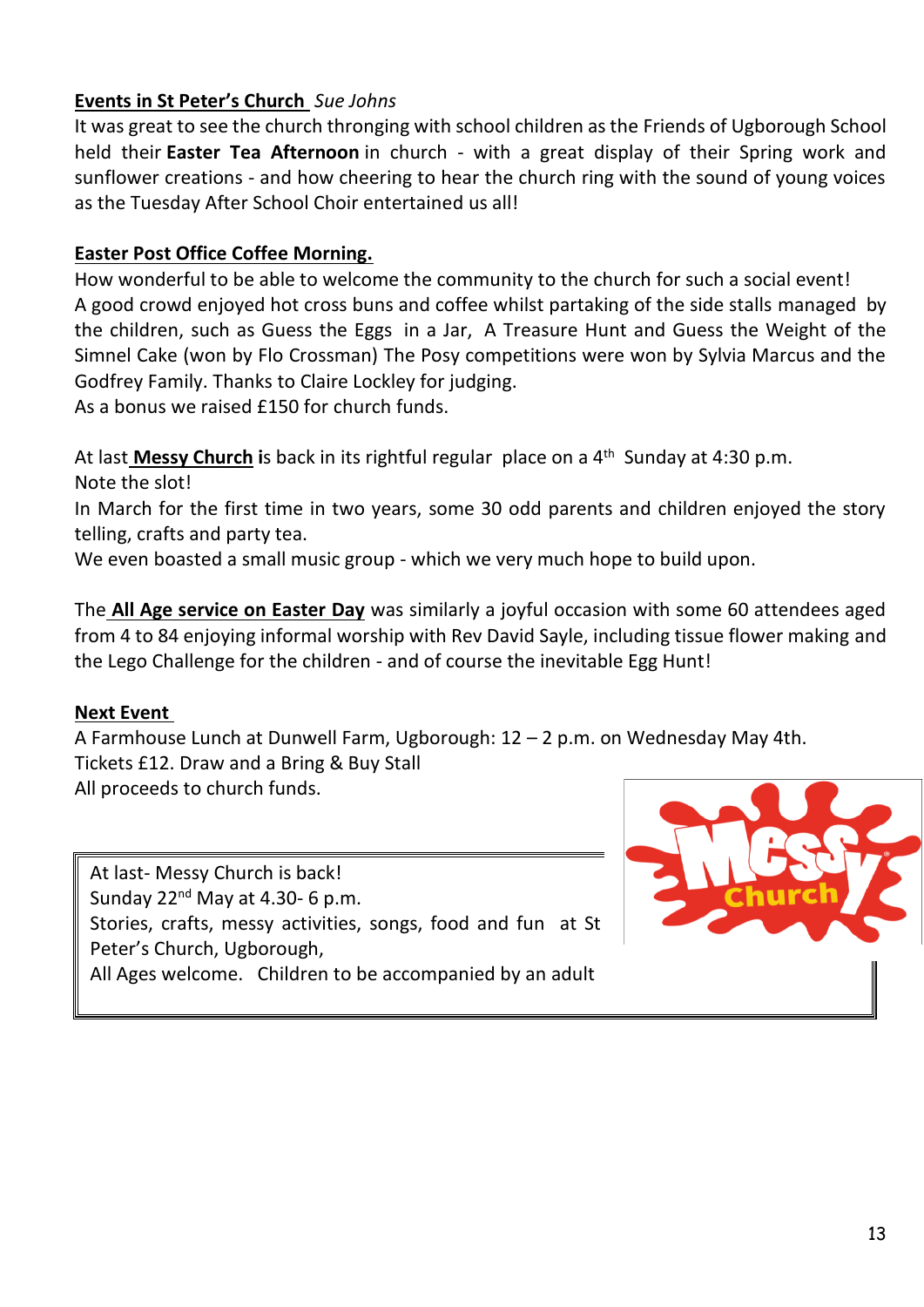**Events in St Peter's Church** *Sue Johns*

It was great to see the church thronging with school children as the Friends of Ugborough School held their **Easter Tea Afternoon** in church - with a great display of their Spring work and sunflower creations - and how cheering to hear the church ring with the sound of young voices as the Tuesday After School Choir entertained us all!

**Easter Post Office Coffee Morning.**

How wonderful to be able to welcome the community to the church for such a social event! A good crowd enjoyed hot cross buns and coffee whilst partaking of the side stalls managed by the children, such as Guess the Eggs in a Jar, A Treasure Hunt and Guess the Weight of the Simnel Cake (won by Flo Crossman) The Posy competitions were won by Sylvia Marcus and the Godfrey Family. Thanks to Claire Lockley for judging.

As a bonus we raised £150 for church funds.

At last **Messy Church is** back in its rightful regular place on a 4th Sunday at 4:30 p.m.

Note the slot!

In March for the first time in two years, some 30 odd parents and children enjoyed the story telling, crafts and party tea.

We even boasted a small music group - which we very much hope to build upon.

The **All Age service on Easter Day** was similarly a joyful occasion with some 60 attendees aged from 4 to 84 enjoying informal worship with Rev David Sayle, including tissue flower making and the Lego Challenge for the children - and of course the inevitable Egg Hunt!

**Next Event**

A Farmhouse Lunch at Dunwell Farm, Ugborough: 12 – 2 p.m. on Wednesday May 4th.

Tickets £12. Draw and a Bring & Buy Stall

All proceeds to church funds.

> At last- Messy Church is back!
> Sunday 22nd May at 4.30- 6 p.m.
> Stories, crafts, messy activities, songs, food and fun at St Peter's Church, Ugborough,
> All Ages welcome. Children to be accompanied by an adult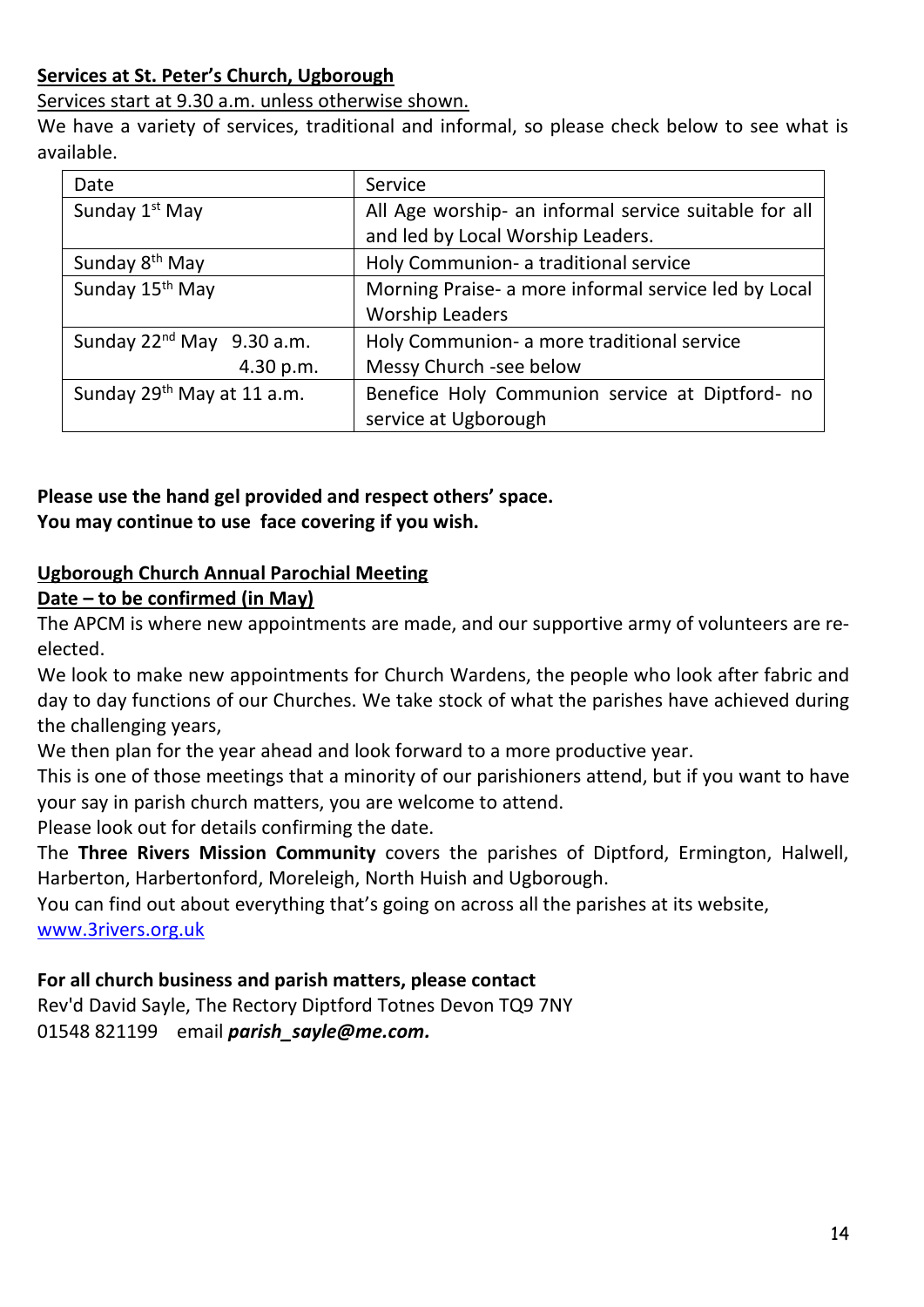**<u>Services at St. Peter's Church, Ugborough</u>**

<u>Services start at 9.30 a.m. unless otherwise shown.</u>

We have a variety of services, traditional and informal, so please check below to see what is available.

| Date | Service |
|---|---|
| Sunday 1st May | All Age worship- an informal service suitable for all and led by Local Worship Leaders. |
| Sunday 8th May | Holy Communion- a traditional service |
| Sunday 15th May | Morning Praise- a more informal service led by Local Worship Leaders |
| Sunday 22nd May 9.30 a.m.<br>4.30 p.m. | Holy Communion- a more traditional service<br>Messy Church -see below |
| Sunday 29th May at 11 a.m. | Benefice Holy Communion service at Diptford- no service at Ugborough |

**Please use the hand gel provided and respect others' space.**
**You may continue to use face covering if you wish.**

**<u>Ugborough Church Annual Parochial Meeting</u>**
**<u>Date – to be confirmed (in May)</u>**

The APCM is where new appointments are made, and our supportive army of volunteers are re-elected.

We look to make new appointments for Church Wardens, the people who look after fabric and day to day functions of our Churches. We take stock of what the parishes have achieved during the challenging years,

We then plan for the year ahead and look forward to a more productive year.

This is one of those meetings that a minority of our parishioners attend, but if you want to have your say in parish church matters, you are welcome to attend.

Please look out for details confirming the date.

The **Three Rivers Mission Community** covers the parishes of Diptford, Ermington, Halwell, Harberton, Harbertonford, Moreleigh, North Huish and Ugborough.

You can find out about everything that's going on across all the parishes at its website, www.3rivers.org.uk

**For all church business and parish matters, please contact**
Rev'd David Sayle, The Rectory Diptford Totnes Devon TQ9 7NY
01548 821199 email ***parish_sayle@me.com.***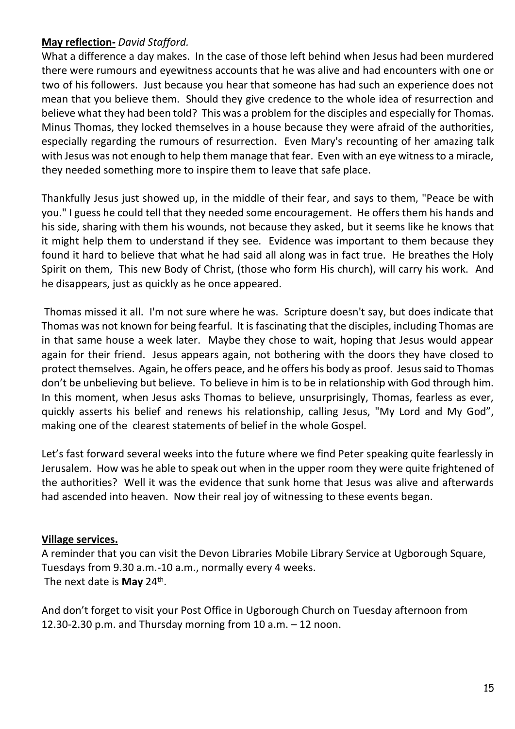**May reflection-** *David Stafford.*

What a difference a day makes. In the case of those left behind when Jesus had been murdered there were rumours and eyewitness accounts that he was alive and had encounters with one or two of his followers. Just because you hear that someone has had such an experience does not mean that you believe them. Should they give credence to the whole idea of resurrection and believe what they had been told? This was a problem for the disciples and especially for Thomas. Minus Thomas, they locked themselves in a house because they were afraid of the authorities, especially regarding the rumours of resurrection. Even Mary's recounting of her amazing talk with Jesus was not enough to help them manage that fear. Even with an eye witness to a miracle, they needed something more to inspire them to leave that safe place.

Thankfully Jesus just showed up, in the middle of their fear, and says to them, "Peace be with you." I guess he could tell that they needed some encouragement. He offers them his hands and his side, sharing with them his wounds, not because they asked, but it seems like he knows that it might help them to understand if they see. Evidence was important to them because they found it hard to believe that what he had said all along was in fact true. He breathes the Holy Spirit on them, This new Body of Christ, (those who form His church), will carry his work. And he disappears, just as quickly as he once appeared.

Thomas missed it all. I'm not sure where he was. Scripture doesn't say, but does indicate that Thomas was not known for being fearful. It is fascinating that the disciples, including Thomas are in that same house a week later. Maybe they chose to wait, hoping that Jesus would appear again for their friend. Jesus appears again, not bothering with the doors they have closed to protect themselves. Again, he offers peace, and he offers his body as proof. Jesus said to Thomas don't be unbelieving but believe. To believe in him is to be in relationship with God through him. In this moment, when Jesus asks Thomas to believe, unsurprisingly, Thomas, fearless as ever, quickly asserts his belief and renews his relationship, calling Jesus, "My Lord and My God", making one of the clearest statements of belief in the whole Gospel.

Let's fast forward several weeks into the future where we find Peter speaking quite fearlessly in Jerusalem. How was he able to speak out when in the upper room they were quite frightened of the authorities? Well it was the evidence that sunk home that Jesus was alive and afterwards had ascended into heaven. Now their real joy of witnessing to these events began.

**Village services.**

A reminder that you can visit the Devon Libraries Mobile Library Service at Ugborough Square, Tuesdays from 9.30 a.m.-10 a.m., normally every 4 weeks.
The next date is **May** 24th.

And don't forget to visit your Post Office in Ugborough Church on Tuesday afternoon from 12.30-2.30 p.m. and Thursday morning from 10 a.m. – 12 noon.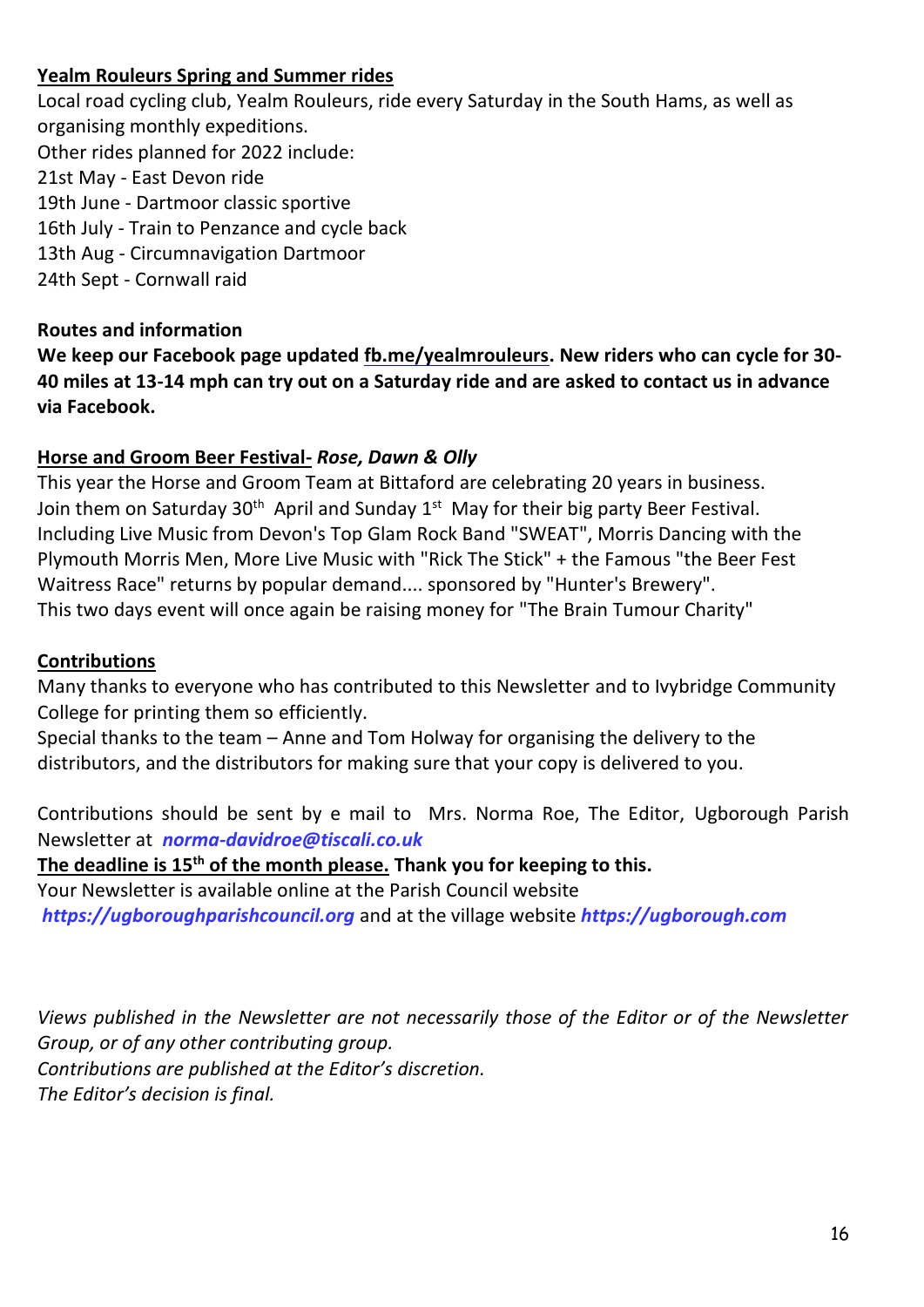**<u>Yealm Rouleurs Spring and Summer rides</u>**

Local road cycling club, Yealm Rouleurs, ride every Saturday in the South Hams, as well as organising monthly expeditions.
Other rides planned for 2022 include:
21st May - East Devon ride
19th June - Dartmoor classic sportive
16th July - Train to Penzance and cycle back
13th Aug - Circumnavigation Dartmoor
24th Sept - Cornwall raid

**Routes and information**

**We keep our Facebook page updated <u>fb.me/yealmrouleurs</u>. New riders who can cycle for 30-40 miles at 13-14 mph can try out on a Saturday ride and are asked to contact us in advance via Facebook.**

**<u>Horse and Groom Beer Festival-</u> *Rose, Dawn & Olly***

This year the Horse and Groom Team at Bittaford are celebrating 20 years in business.
Join them on Saturday 30th April and Sunday 1st May for their big party Beer Festival.
Including Live Music from Devon's Top Glam Rock Band "SWEAT", Morris Dancing with the Plymouth Morris Men, More Live Music with "Rick The Stick" + the Famous "the Beer Fest Waitress Race" returns by popular demand.... sponsored by "Hunter's Brewery".
This two days event will once again be raising money for "The Brain Tumour Charity"

**<u>Contributions</u>**

Many thanks to everyone who has contributed to this Newsletter and to Ivybridge Community College for printing them so efficiently.
Special thanks to the team – Anne and Tom Holway for organising the delivery to the distributors, and the distributors for making sure that your copy is delivered to you.

Contributions should be sent by e mail to Mrs. Norma Roe, The Editor, Ugborough Parish Newsletter at ***norma-davidroe@tiscali.co.uk***

**<u>The deadline is 15th of the month please.</u> Thank you for keeping to this.**

Your Newsletter is available online at the Parish Council website ***https://ugboroughparishcouncil.org*** and at the village website ***https://ugborough.com***

*Views published in the Newsletter are not necessarily those of the Editor or of the Newsletter Group, or of any other contributing group.*
*Contributions are published at the Editor's discretion.*
*The Editor's decision is final.*